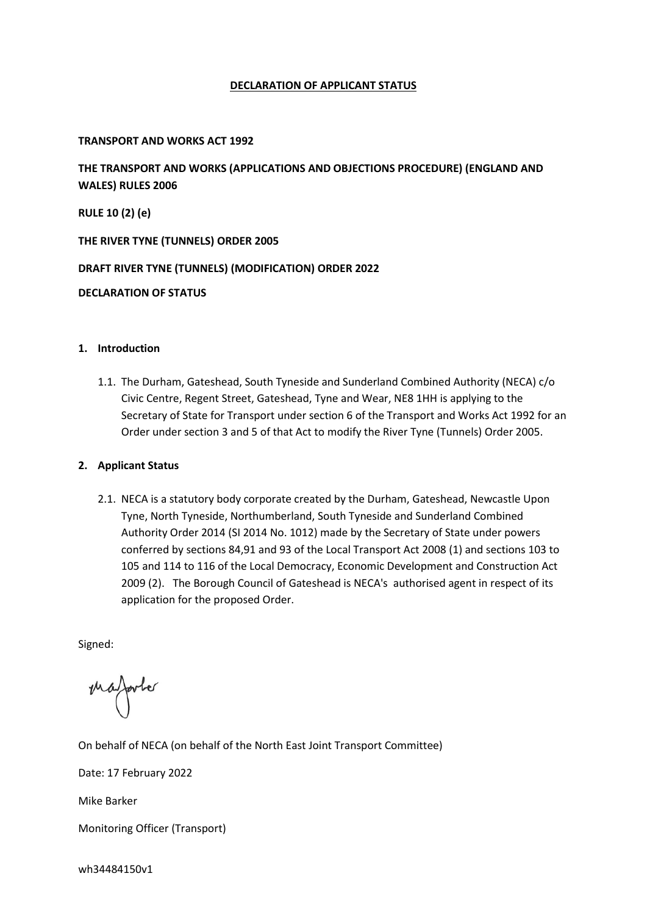# DECLARATION OF APPLICANT STATUS

**TRANSPORT AND WORKS ACT 1992**

**THE TRANSPORT AND WORKS (APPLICATIONS AND OBJECTIONS PROCEDURE) (ENGLAND AND WALES) RULES 2006**

**RULE 10 (2) (e)**

**THE RIVER TYNE (TUNNELS) ORDER 2005**

**DRAFT RIVER TYNE (TUNNELS) (MODIFICATION) ORDER 2022**

**DECLARATION OF STATUS**

## 1. Introduction

1.1. The Durham, Gateshead, South Tyneside and Sunderland Combined Authority (NECA) c/o Civic Centre, Regent Street, Gateshead, Tyne and Wear, NE8 1HH is applying to the Secretary of State for Transport under section 6 of the Transport and Works Act 1992 for an Order under section 3 and 5 of that Act to modify the River Tyne (Tunnels) Order 2005.

## 2. Applicant Status

2.1. NECA is a statutory body corporate created by the Durham, Gateshead, Newcastle Upon Tyne, North Tyneside, Northumberland, South Tyneside and Sunderland Combined Authority Order 2014 (SI 2014 No. 1012) made by the Secretary of State under powers conferred by sections 84,91 and 93 of the Local Transport Act 2008 (1) and sections 103 to 105 and 114 to 116 of the Local Democracy, Economic Development and Construction Act 2009 (2). The Borough Council of Gateshead is NECA's authorised agent in respect of its application for the proposed Order.

Signed:

On behalf of NECA (on behalf of the North East Joint Transport Committee)

Date: 17 February 2022

Mike Barker

Monitoring Officer (Transport)

wh34484150v1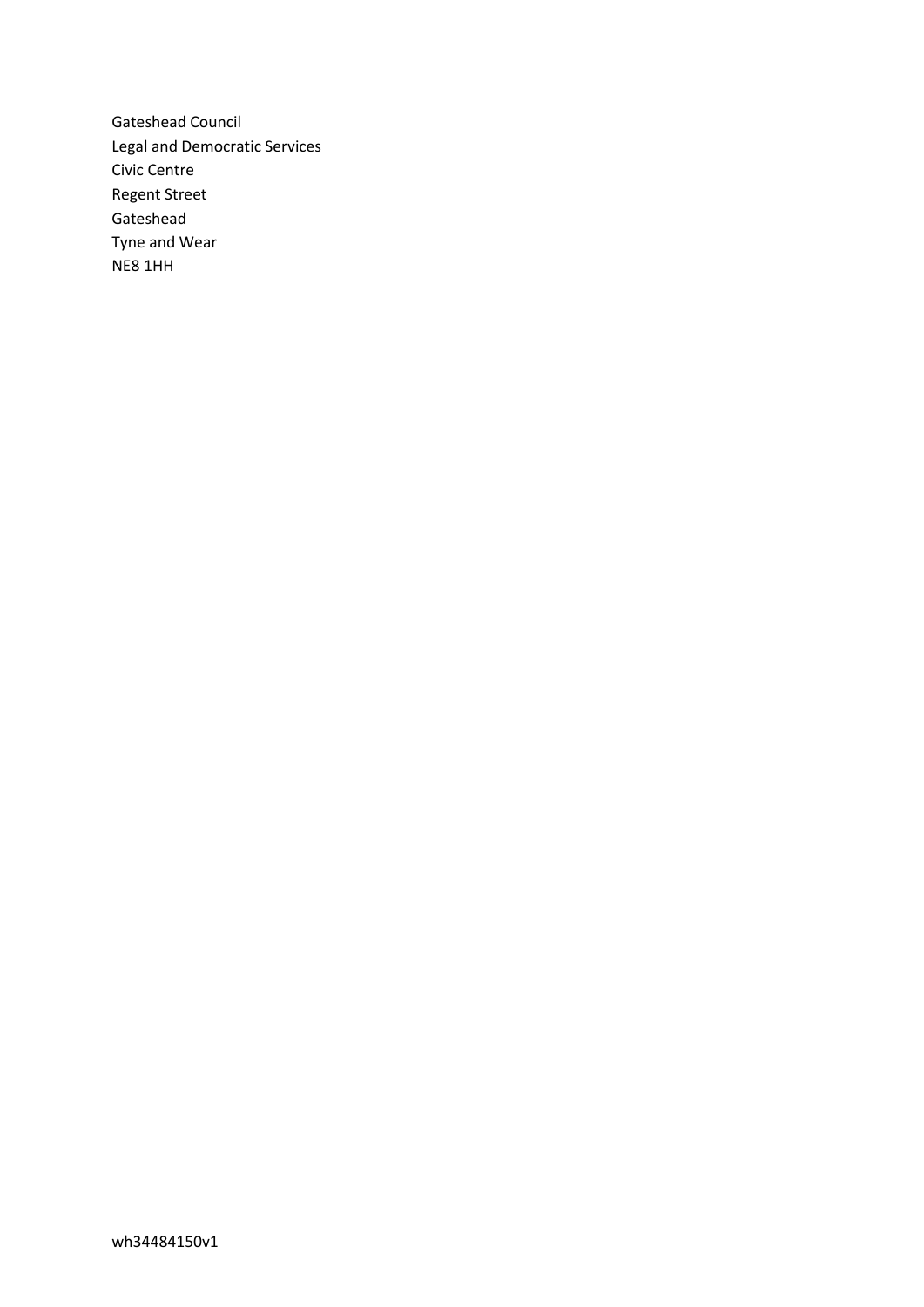Gateshead Council
Legal and Democratic Services
Civic Centre
Regent Street
Gateshead
Tyne and Wear
NE8 1HH

wh34484150v1